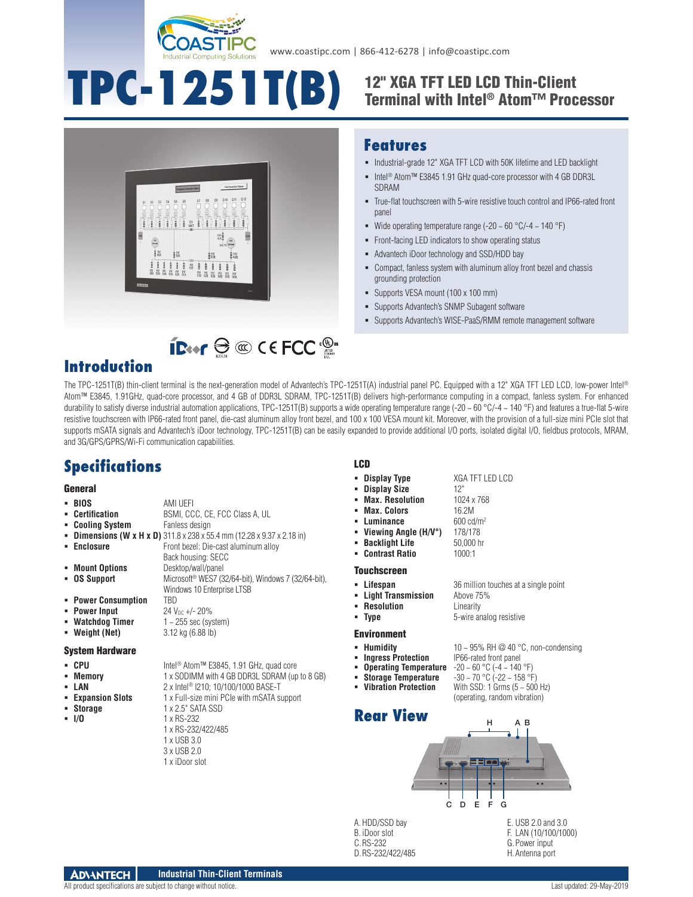www.coastipc.com | 866-412-6278 | info@coastipc.com

# TPC-1251T(B)

## 12" XGA TFT LED LCD Thin-Client Terminal with Intel® Atom™ Processor

## Features

- Industrial-grade 12" XGA TFT LCD with 50K lifetime and LED backlight
- Intel® Atom™ E3845 1.91 GHz quad-core processor with 4 GB DDR3L SDRAM
- True-flat touchscreen with 5-wire resistive touch control and IP66-rated front panel
- Wide operating temperature range (-20 ~ 60 °C/-4 ~ 140 °F)
- Front-facing LED indicators to show operating status
- Advantech iDoor technology and SSD/HDD bay
- Compact, fanless system with aluminum alloy front bezel and chassis grounding protection
- Supports VESA mount (100 x 100 mm)
- Supports Advantech's SNMP Subagent software
- Supports Advantech's WISE-PaaS/RMM remote management software

## Introduction

The TPC-1251T(B) thin-client terminal is the next-generation model of Advantech's TPC-1251T(A) industrial panel PC. Equipped with a 12" XGA TFT LED LCD, low-power Intel® Atom™ E3845, 1.91GHz, quad-core processor, and 4 GB of DDR3L SDRAM, TPC-1251T(B) delivers high-performance computing in a compact, fanless system. For enhanced durability to satisfy diverse industrial automation applications, TPC-1251T(B) supports a wide operating temperature range (-20 ~ 60 °C/-4 ~ 140 °F) and features a true-flat 5-wire resistive touchscreen with IP66-rated front panel, die-cast aluminum alloy front bezel, and 100 x 100 VESA mount kit. Moreover, with the provision of a full-size mini PCIe slot that supports mSATA signals and Advantech's iDoor technology, TPC-1251T(B) can be easily expanded to provide additional I/O ports, isolated digital I/O, fieldbus protocols, MRAM, and 3G/GPS/GPRS/Wi-Fi communication capabilities.

## Specifications

### General

- **BIOS**: AMI UEFI
- **Certification**: BSMI, CCC, CE, FCC Class A, UL
- **Cooling System**: Fanless design
- **Dimensions (W x H x D)**: 311.8 x 238 x 55.4 mm (12.28 x 9.37 x 2.18 in)
- **Enclosure**: Front bezel: Die-cast aluminum alloy; Back housing: SECC
- **Mount Options**: Desktop/wall/panel
- **OS Support**: Microsoft® WES7 (32/64-bit), Windows 7 (32/64-bit), Windows 10 Enterprise LTSB
- **Power Consumption**: TBD
- **Power Input**: 24 $V_{DC}$ +/- 20%
- **Watchdog Timer**: 1 ~ 255 sec (system)
- **Weight (Net)**: 3.12 kg (6.88 lb)

### System Hardware

- **CPU**: Intel® Atom™ E3845, 1.91 GHz, quad core
- **Memory**: 1 x SODIMM with 4 GB DDR3L SDRAM (up to 8 GB)
- **LAN**: 2 x Intel® I210; 10/100/1000 BASE-T
- **Expansion Slots**: 1 x Full-size mini PCIe with mSATA support
- **Storage**: 1 x 2.5" SATA SSD
- **I/O**: 1 x RS-232; 1 x RS-232/422/485; 1 x USB 3.0; 3 x USB 2.0; 1 x iDoor slot

### LCD

- **Display Type**: XGA TFT LED LCD
- **Display Size**: 12"
- **Max. Resolution**: 1024 x 768
- **Max. Colors**: 16.2M
- **Luminance**: 600 cd/m$^2$
- **Viewing Angle (H/V°)**: 178/178
- **Backlight Life**: 50,000 hr
- **Contrast Ratio**: 1000:1

### Touchscreen

- **Lifespan**: 36 million touches at a single point
- **Light Transmission**: Above 75%
- **Resolution**: Linearity
- **Type**: 5-wire analog resistive

### Environment

- **Humidity**: 10 ~ 95% RH @ 40 °C, non-condensing
- **Ingress Protection**: IP66-rated front panel
- **Operating Temperature**: -20 ~ 60 °C (-4 ~ 140 °F)
- **Storage Temperature**: -30 ~ 70 °C (-22 ~ 158 °F)
- **Vibration Protection**: With SSD: 1 Grms (5 ~ 500 Hz) (operating, random vibration)

## Rear View

A. HDD/SSD bay
B. iDoor slot
C. RS-232
D. RS-232/422/485
E. USB 2.0 and 3.0
F. LAN (10/100/1000)
G. Power input
H. Antenna port

Industrial Thin-Client Terminals

All product specifications are subject to change without notice. Last updated: 29-May-2019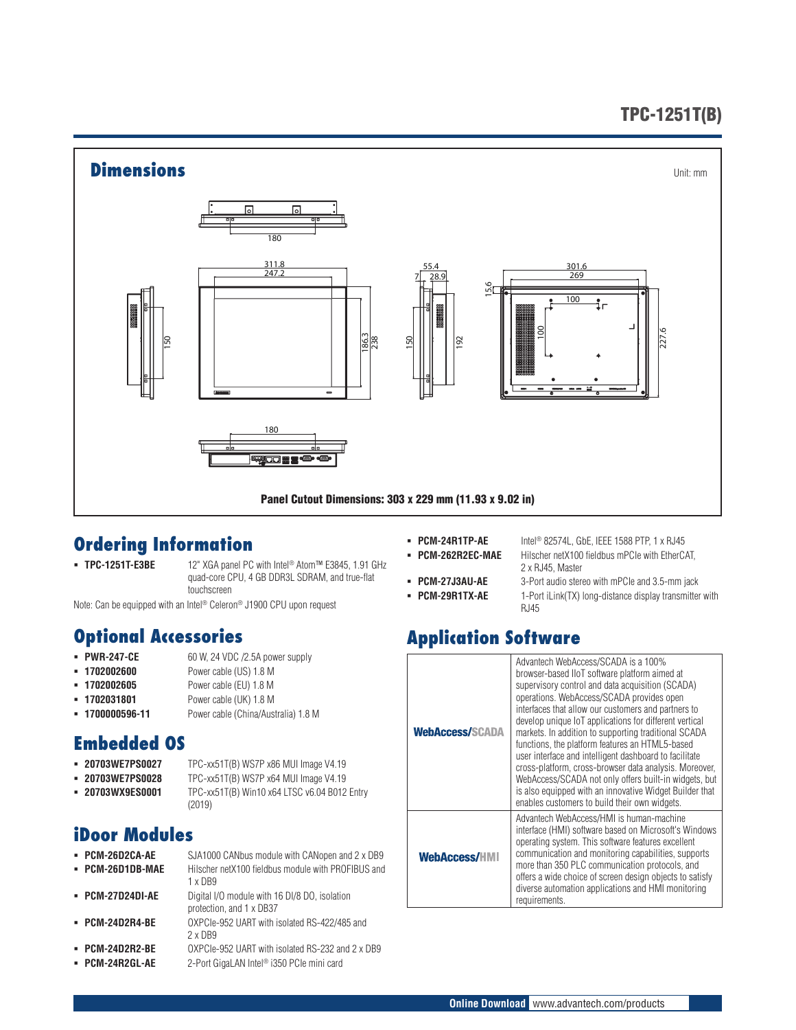## Dimensions

Unit: mm

180

311.8
247.2

186.3
238

150

55.4
7 28.9

150

192

15.6

301.6
269

100

100

227.6

180

**Panel Cutout Dimensions: 303 x 229 mm (11.93 x 9.02 in)**

## Ordering Information

- **TPC-1251T-E3BE** 12" XGA panel PC with Intel® Atom™ E3845, 1.91 GHz quad-core CPU, 4 GB DDR3L SDRAM, and true-flat touchscreen

Note: Can be equipped with an Intel® Celeron® J1900 CPU upon request

## Optional Accessories

- **PWR-247-CE** 60 W, 24 VDC /2.5A power supply
- **1702002600** Power cable (US) 1.8 M
- **1702002605** Power cable (EU) 1.8 M
- **1702031801** Power cable (UK) 1.8 M
- **1700000596-11** Power cable (China/Australia) 1.8 M

## Embedded OS

- **20703WE7PS0027** TPC-xx51T(B) WS7P x86 MUI Image V4.19
- **20703WE7PS0028** TPC-xx51T(B) WS7P x64 MUI Image V4.19
- **20703WX9ES0001** TPC-xx51T(B) Win10 x64 LTSC v6.04 B012 Entry (2019)

## iDoor Modules

- **PCM-26D2CA-AE** SJA1000 CANbus module with CANopen and 2 x DB9
- **PCM-26D1DB-MAE** Hilscher netX100 fieldbus module with PROFIBUS and 1 x DB9
- **PCM-27D24DI-AE** Digital I/O module with 16 DI/8 DO, isolation protection, and 1 x DB37
- **PCM-24D2R4-BE** OXPCIe-952 UART with isolated RS-422/485 and 2 x DB9
- **PCM-24D2R2-BE** OXPCIe-952 UART with isolated RS-232 and 2 x DB9
- **PCM-24R2GL-AE** 2-Port GigaLAN Intel® i350 PCIe mini card
- **PCM-24R1TP-AE** Intel® 82574L, GbE, IEEE 1588 PTP, 1 x RJ45
- **PCM-262R2EC-MAE** Hilscher netX100 fieldbus mPCIe with EtherCAT, 2 x RJ45, Master
- **PCM-27J3AU-AE** 3-Port audio stereo with mPCIe and 3.5-mm jack
- **PCM-29R1TX-AE** 1-Port iLink(TX) long-distance display transmitter with RJ45

## Application Software

| | |
|---|---|
| **WebAccess/SCADA** | Advantech WebAccess/SCADA is a 100% browser-based IIoT software platform aimed at supervisory control and data acquisition (SCADA) operations. WebAccess/SCADA provides open interfaces that allow our customers and partners to develop unique IoT applications for different vertical markets. In addition to supporting traditional SCADA functions, the platform features an HTML5-based user interface and intelligent dashboard to facilitate cross-platform, cross-browser data analysis. Moreover, WebAccess/SCADA not only offers built-in widgets, but is also equipped with an innovative Widget Builder that enables customers to build their own widgets. |
| **WebAccess/HMI** | Advantech WebAccess/HMI is human-machine interface (HMI) software based on Microsoft's Windows operating system. This software features excellent communication and monitoring capabilities, supports more than 350 PLC communication protocols, and offers a wide choice of screen design objects to satisfy diverse automation applications and HMI monitoring requirements. |